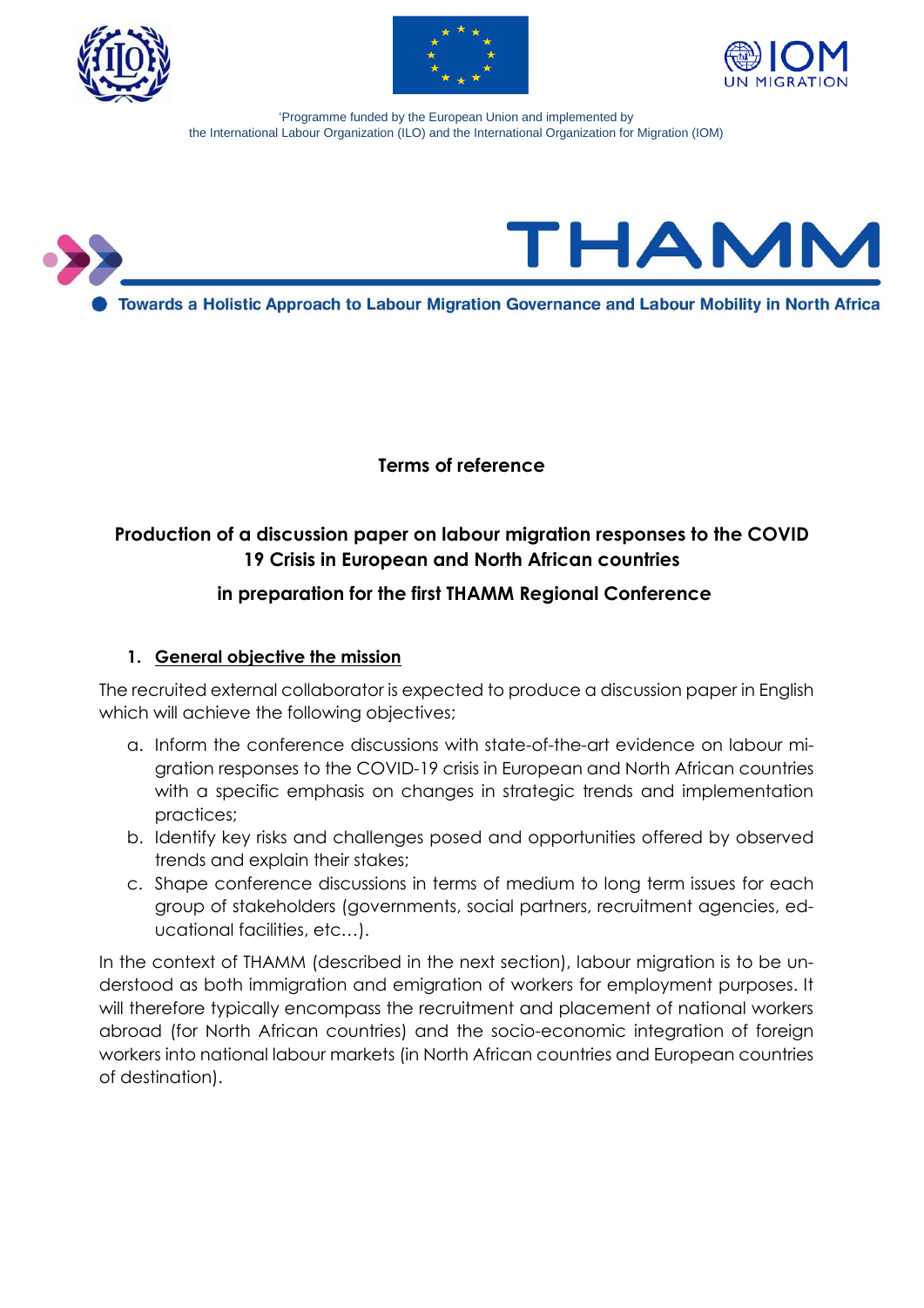'Programme funded by the European Union and implemented by
the International Labour Organization (ILO) and the International Organization for Migration (IOM)

THAMM

Towards a Holistic Approach to Labour Migration Governance and Labour Mobility in North Africa

# Terms of reference

## Production of a discussion paper on labour migration responses to the COVID 19 Crisis in European and North African countries in preparation for the first THAMM Regional Conference

### 1. General objective the mission

The recruited external collaborator is expected to produce a discussion paper in English which will achieve the following objectives;

a. Inform the conference discussions with state-of-the-art evidence on labour migration responses to the COVID-19 crisis in European and North African countries with a specific emphasis on changes in strategic trends and implementation practices;
b. Identify key risks and challenges posed and opportunities offered by observed trends and explain their stakes;
c. Shape conference discussions in terms of medium to long term issues for each group of stakeholders (governments, social partners, recruitment agencies, educational facilities, etc…).

In the context of THAMM (described in the next section), labour migration is to be understood as both immigration and emigration of workers for employment purposes. It will therefore typically encompass the recruitment and placement of national workers abroad (for North African countries) and the socio-economic integration of foreign workers into national labour markets (in North African countries and European countries of destination).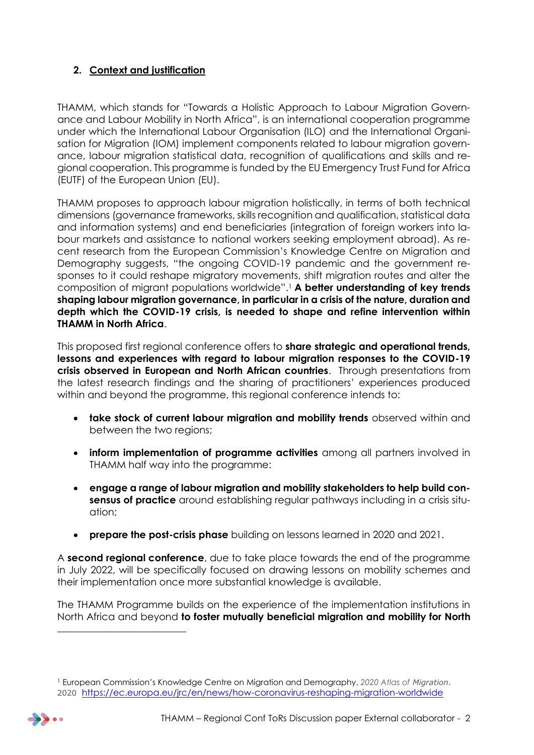## 2. Context and justification

THAMM, which stands for "Towards a Holistic Approach to Labour Migration Governance and Labour Mobility in North Africa", is an international cooperation programme under which the International Labour Organisation (ILO) and the International Organisation for Migration (IOM) implement components related to labour migration governance, labour migration statistical data, recognition of qualifications and skills and regional cooperation. This programme is funded by the EU Emergency Trust Fund for Africa (EUTF) of the European Union (EU).

THAMM proposes to approach labour migration holistically, in terms of both technical dimensions (governance frameworks, skills recognition and qualification, statistical data and information systems) and end beneficiaries (integration of foreign workers into labour markets and assistance to national workers seeking employment abroad). As recent research from the European Commission's Knowledge Centre on Migration and Demography suggests, "the ongoing COVID-19 pandemic and the government responses to it could reshape migratory movements, shift migration routes and alter the composition of migrant populations worldwide".[1] **A better understanding of key trends shaping labour migration governance, in particular in a crisis of the nature, duration and depth which the COVID-19 crisis, is needed to shape and refine intervention within THAMM in North Africa**.

This proposed first regional conference offers to **share strategic and operational trends, lessons and experiences with regard to labour migration responses to the COVID-19 crisis observed in European and North African countries**. Through presentations from the latest research findings and the sharing of practitioners' experiences produced within and beyond the programme, this regional conference intends to:

- **take stock of current labour migration and mobility trends** observed within and between the two regions;
- **inform implementation of programme activities** among all partners involved in THAMM half way into the programme:
- **engage a range of labour migration and mobility stakeholders to help build consensus of practice** around establishing regular pathways including in a crisis situation;
- **prepare the post-crisis phase** building on lessons learned in 2020 and 2021.

A **second regional conference**, due to take place towards the end of the programme in July 2022, will be specifically focused on drawing lessons on mobility schemes and their implementation once more substantial knowledge is available.

The THAMM Programme builds on the experience of the implementation institutions in North Africa and beyond **to foster mutually beneficial migration and mobility for North**

---

[1] European Commission's Knowledge Centre on Migration and Demography, *2020 Atlas of Migration*. 2020 https://ec.europa.eu/jrc/en/news/how-coronavirus-reshaping-migration-worldwide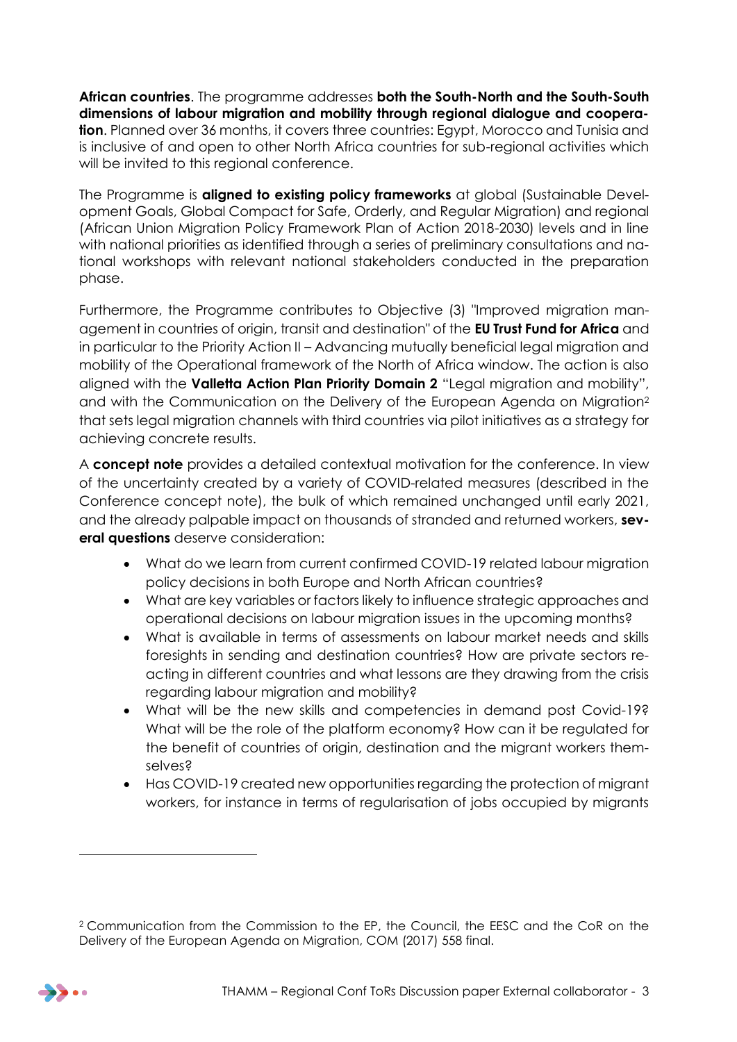**African countries**. The programme addresses **both the South-North and the South-South dimensions of labour migration and mobility through regional dialogue and cooperation**. Planned over 36 months, it covers three countries: Egypt, Morocco and Tunisia and is inclusive of and open to other North Africa countries for sub-regional activities which will be invited to this regional conference.

The Programme is **aligned to existing policy frameworks** at global (Sustainable Development Goals, Global Compact for Safe, Orderly, and Regular Migration) and regional (African Union Migration Policy Framework Plan of Action 2018-2030) levels and in line with national priorities as identified through a series of preliminary consultations and national workshops with relevant national stakeholders conducted in the preparation phase.

Furthermore, the Programme contributes to Objective (3) "Improved migration management in countries of origin, transit and destination" of the **EU Trust Fund for Africa** and in particular to the Priority Action II – Advancing mutually beneficial legal migration and mobility of the Operational framework of the North of Africa window. The action is also aligned with the **Valletta Action Plan Priority Domain 2** "Legal migration and mobility", and with the Communication on the Delivery of the European Agenda on Migration[2] that sets legal migration channels with third countries via pilot initiatives as a strategy for achieving concrete results.

A **concept note** provides a detailed contextual motivation for the conference. In view of the uncertainty created by a variety of COVID-related measures (described in the Conference concept note), the bulk of which remained unchanged until early 2021, and the already palpable impact on thousands of stranded and returned workers, **several questions** deserve consideration:

- What do we learn from current confirmed COVID-19 related labour migration policy decisions in both Europe and North African countries?
- What are key variables or factors likely to influence strategic approaches and operational decisions on labour migration issues in the upcoming months?
- What is available in terms of assessments on labour market needs and skills foresights in sending and destination countries? How are private sectors reacting in different countries and what lessons are they drawing from the crisis regarding labour migration and mobility?
- What will be the new skills and competencies in demand post Covid-19? What will be the role of the platform economy? How can it be regulated for the benefit of countries of origin, destination and the migrant workers themselves?
- Has COVID-19 created new opportunities regarding the protection of migrant workers, for instance in terms of regularisation of jobs occupied by migrants

[2] Communication from the Commission to the EP, the Council, the EESC and the CoR on the Delivery of the European Agenda on Migration, COM (2017) 558 final.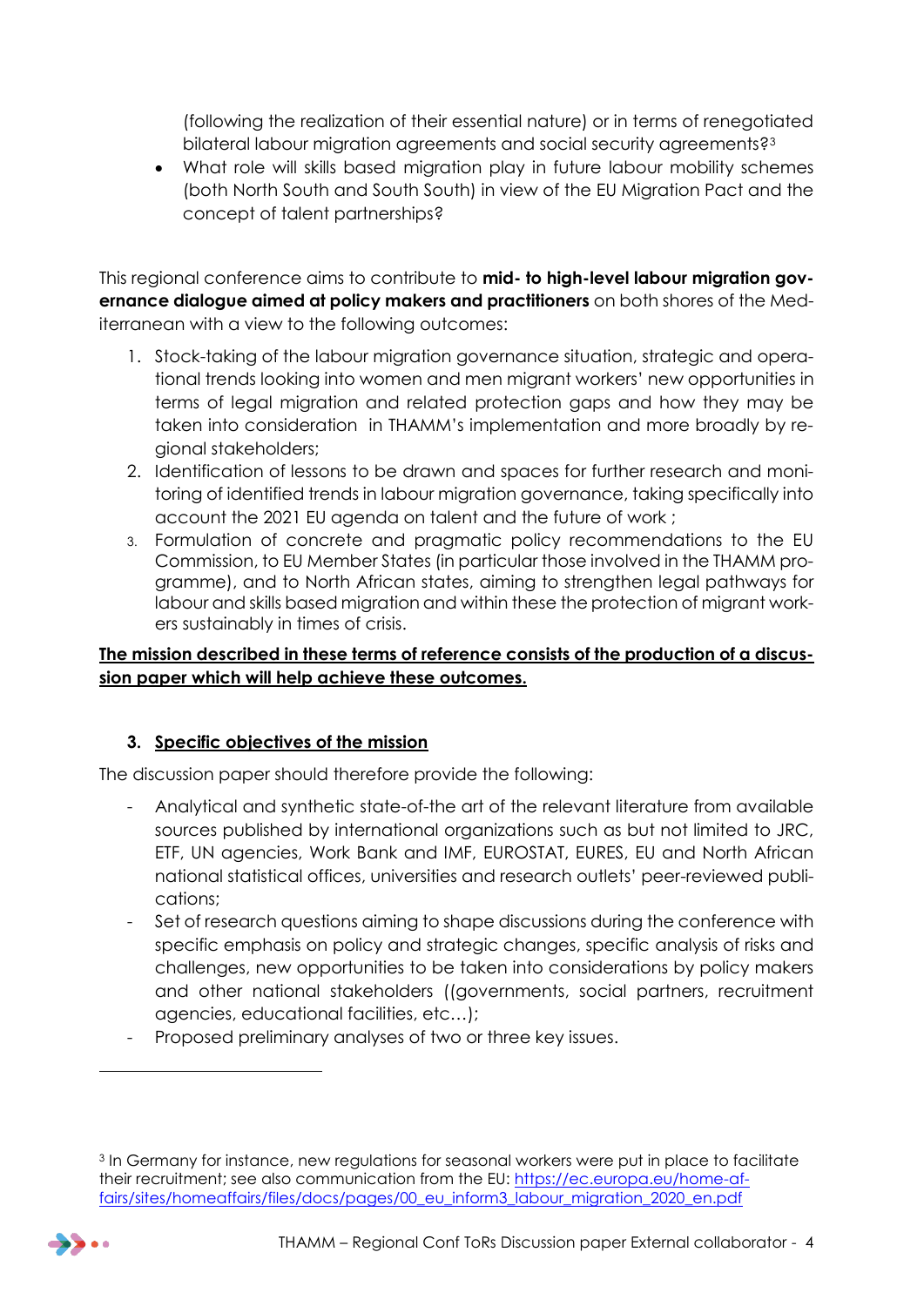(following the realization of their essential nature) or in terms of renegotiated bilateral labour migration agreements and social security agreements?[3]

- What role will skills based migration play in future labour mobility schemes (both North South and South South) in view of the EU Migration Pact and the concept of talent partnerships?

This regional conference aims to contribute to **mid- to high-level labour migration governance dialogue aimed at policy makers and practitioners** on both shores of the Mediterranean with a view to the following outcomes:

1. Stock-taking of the labour migration governance situation, strategic and operational trends looking into women and men migrant workers' new opportunities in terms of legal migration and related protection gaps and how they may be taken into consideration in THAMM's implementation and more broadly by regional stakeholders;
2. Identification of lessons to be drawn and spaces for further research and monitoring of identified trends in labour migration governance, taking specifically into account the 2021 EU agenda on talent and the future of work ;
3. Formulation of concrete and pragmatic policy recommendations to the EU Commission, to EU Member States (in particular those involved in the THAMM programme), and to North African states, aiming to strengthen legal pathways for labour and skills based migration and within these the protection of migrant workers sustainably in times of crisis.

**<u>The mission described in these terms of reference consists of the production of a discussion paper which will help achieve these outcomes.</u>**

### 3. <u>Specific objectives of the mission</u>

The discussion paper should therefore provide the following:

- Analytical and synthetic state-of-the art of the relevant literature from available sources published by international organizations such as but not limited to JRC, ETF, UN agencies, Work Bank and IMF, EUROSTAT, EURES, EU and North African national statistical offices, universities and research outlets' peer-reviewed publications;
- Set of research questions aiming to shape discussions during the conference with specific emphasis on policy and strategic changes, specific analysis of risks and challenges, new opportunities to be taken into considerations by policy makers and other national stakeholders ((governments, social partners, recruitment agencies, educational facilities, etc…);
- Proposed preliminary analyses of two or three key issues.

---

[3] In Germany for instance, new regulations for seasonal workers were put in place to facilitate their recruitment; see also communication from the EU: https://ec.europa.eu/home-affairs/sites/homeaffairs/files/docs/pages/00_eu_inform3_labour_migration_2020_en.pdf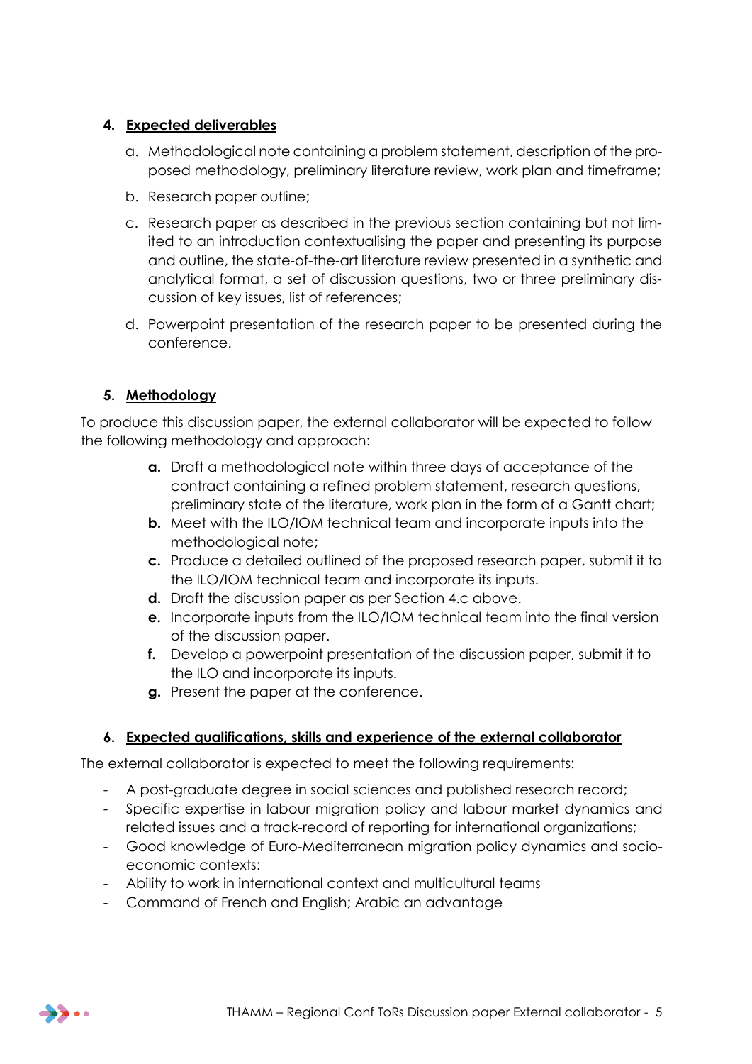## 4. Expected deliverables

a. Methodological note containing a problem statement, description of the proposed methodology, preliminary literature review, work plan and timeframe;

b. Research paper outline;

c. Research paper as described in the previous section containing but not limited to an introduction contextualising the paper and presenting its purpose and outline, the state-of-the-art literature review presented in a synthetic and analytical format, a set of discussion questions, two or three preliminary discussion of key issues, list of references;

d. Powerpoint presentation of the research paper to be presented during the conference.

## 5. Methodology

To produce this discussion paper, the external collaborator will be expected to follow the following methodology and approach:

**a.** Draft a methodological note within three days of acceptance of the contract containing a refined problem statement, research questions, preliminary state of the literature, work plan in the form of a Gantt chart;
**b.** Meet with the ILO/IOM technical team and incorporate inputs into the methodological note;
**c.** Produce a detailed outlined of the proposed research paper, submit it to the ILO/IOM technical team and incorporate its inputs.
**d.** Draft the discussion paper as per Section 4.c above.
**e.** Incorporate inputs from the ILO/IOM technical team into the final version of the discussion paper.
**f.** Develop a powerpoint presentation of the discussion paper, submit it to the ILO and incorporate its inputs.
**g.** Present the paper at the conference.

## 6. Expected qualifications, skills and experience of the external collaborator

The external collaborator is expected to meet the following requirements:

- A post-graduate degree in social sciences and published research record;
- Specific expertise in labour migration policy and labour market dynamics and related issues and a track-record of reporting for international organizations;
- Good knowledge of Euro-Mediterranean migration policy dynamics and socio-economic contexts:
- Ability to work in international context and multicultural teams
- Command of French and English; Arabic an advantage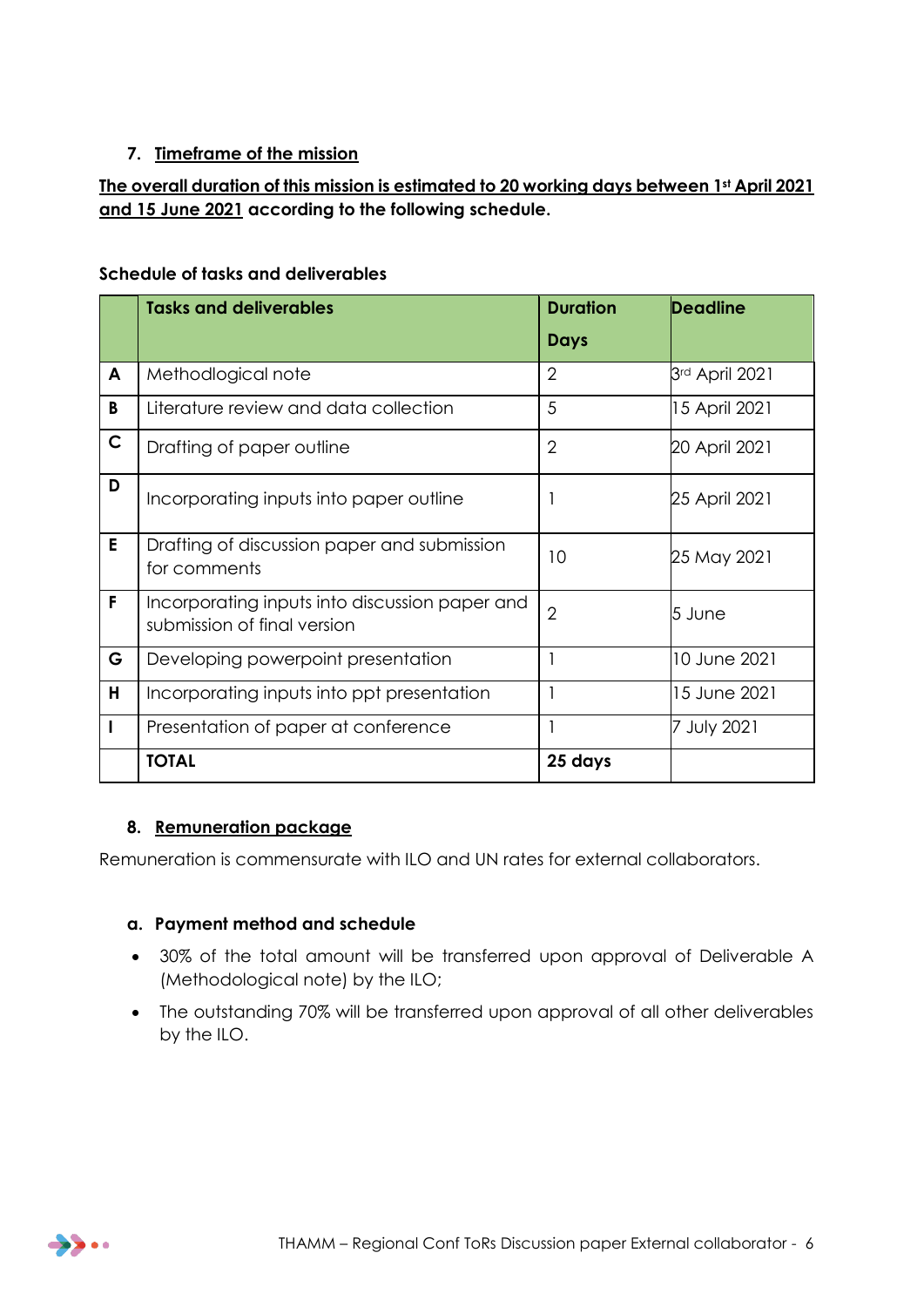## 7. Timeframe of the mission

**The overall duration of this mission is estimated to 20 working days between 1st April 2021 and 15 June 2021 according to the following schedule.**

**Schedule of tasks and deliverables**

| | **Tasks and deliverables** | **Duration Days** | **Deadline** |
|---|---|---|---|
| **A** | Methodlogical note | 2 | 3rd April 2021 |
| **B** | Literature review and data collection | 5 | 15 April 2021 |
| **C** | Drafting of paper outline | 2 | 20 April 2021 |
| **D** | Incorporating inputs into paper outline | 1 | 25 April 2021 |
| **E** | Drafting of discussion paper and submission for comments | 10 | 25 May 2021 |
| **F** | Incorporating inputs into discussion paper and submission of final version | 2 | 5 June |
| **G** | Developing powerpoint presentation | 1 | 10 June 2021 |
| **H** | Incorporating inputs into ppt presentation | 1 | 15 June 2021 |
| **I** | Presentation of paper at conference | 1 | 7 July 2021 |
| | **TOTAL** | **25 days** | |

## 8. Remuneration package

Remuneration is commensurate with ILO and UN rates for external collaborators.

### a. Payment method and schedule

- 30% of the total amount will be transferred upon approval of Deliverable A (Methodological note) by the ILO;
- The outstanding 70% will be transferred upon approval of all other deliverables by the ILO.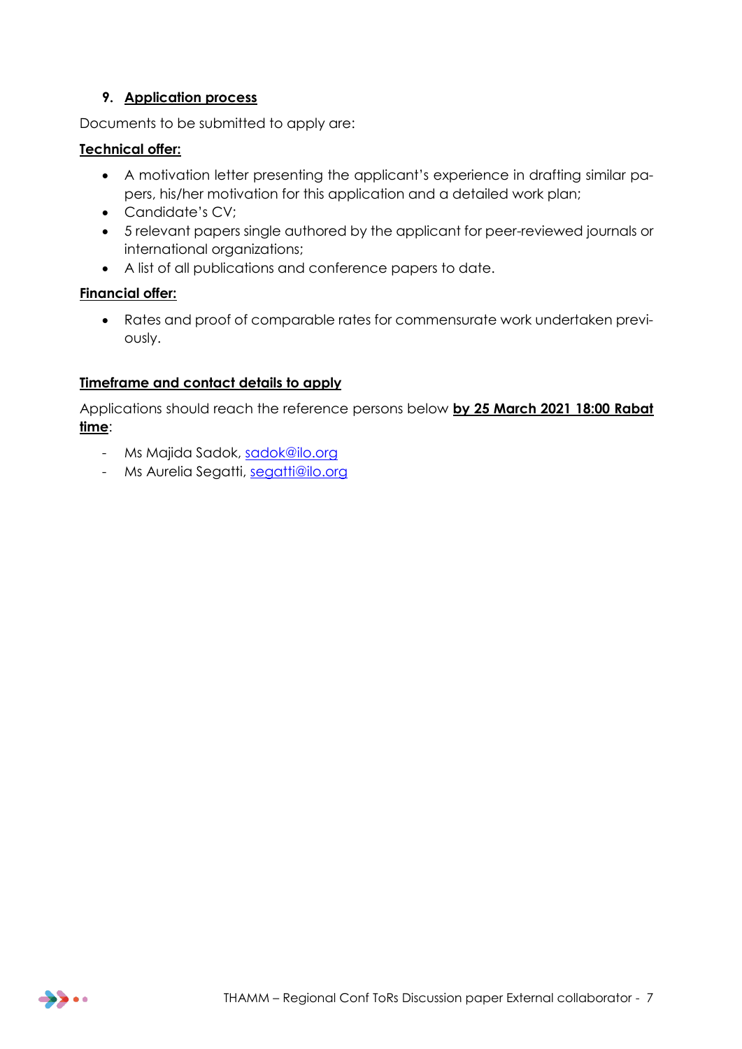## 9. Application process

Documents to be submitted to apply are:

**Technical offer:**

- A motivation letter presenting the applicant's experience in drafting similar papers, his/her motivation for this application and a detailed work plan;
- Candidate's CV;
- 5 relevant papers single authored by the applicant for peer-reviewed journals or international organizations;
- A list of all publications and conference papers to date.

**Financial offer:**

- Rates and proof of comparable rates for commensurate work undertaken previously.

**Timeframe and contact details to apply**

Applications should reach the reference persons below **by 25 March 2021 18:00 Rabat time**:

- Ms Majida Sadok, sadok@ilo.org
- Ms Aurelia Segatti, segatti@ilo.org